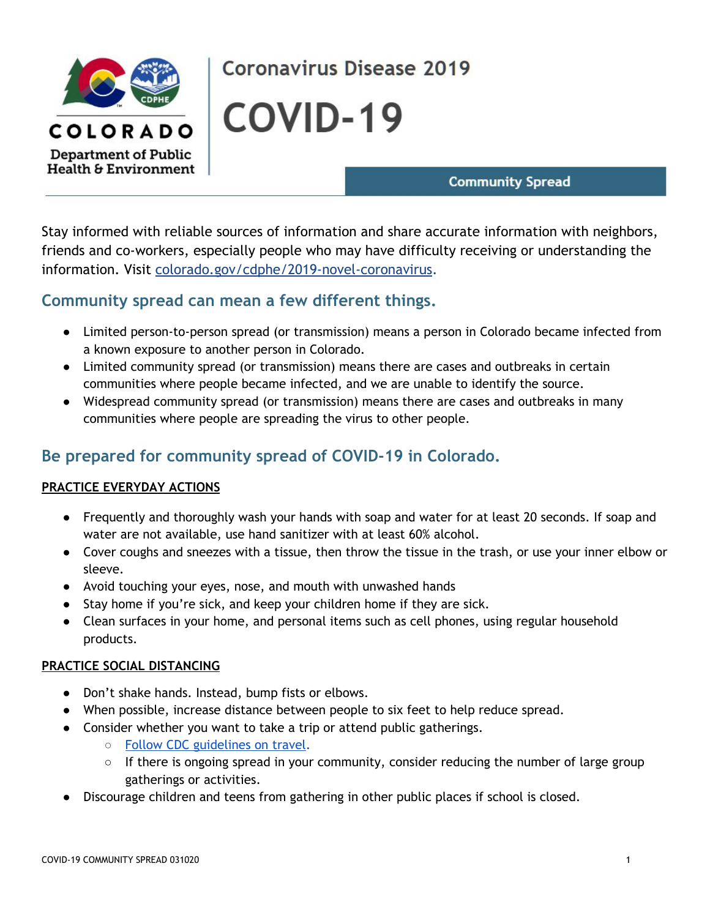COLORADO

Department of Public Health & Environment

# Coronavirus Disease 2019

# COVID-19

**Community Spread**

Stay informed with reliable sources of information and share accurate information with neighbors, friends and co-workers, especially people who may have difficulty receiving or understanding the information. Visit [colorado.gov/cdphe/2019-novel-coronavirus](colorado.gov/cdphe/2019-novel-coronavirus).

## Community spread can mean a few different things.

- Limited person-to-person spread (or transmission) means a person in Colorado became infected from a known exposure to another person in Colorado.
- Limited community spread (or transmission) means there are cases and outbreaks in certain communities where people became infected, and we are unable to identify the source.
- Widespread community spread (or transmission) means there are cases and outbreaks in many communities where people are spreading the virus to other people.

## Be prepared for community spread of COVID-19 in Colorado.

### PRACTICE EVERYDAY ACTIONS

- Frequently and thoroughly wash your hands with soap and water for at least 20 seconds. If soap and water are not available, use hand sanitizer with at least 60% alcohol.
- Cover coughs and sneezes with a tissue, then throw the tissue in the trash, or use your inner elbow or sleeve.
- Avoid touching your eyes, nose, and mouth with unwashed hands
- Stay home if you're sick, and keep your children home if they are sick.
- Clean surfaces in your home, and personal items such as cell phones, using regular household products.

### PRACTICE SOCIAL DISTANCING

- Don't shake hands. Instead, bump fists or elbows.
- When possible, increase distance between people to six feet to help reduce spread.
- Consider whether you want to take a trip or attend public gatherings.
  - Follow CDC guidelines on travel.
  - If there is ongoing spread in your community, consider reducing the number of large group gatherings or activities.
- Discourage children and teens from gathering in other public places if school is closed.

COVID-19 COMMUNITY SPREAD 031020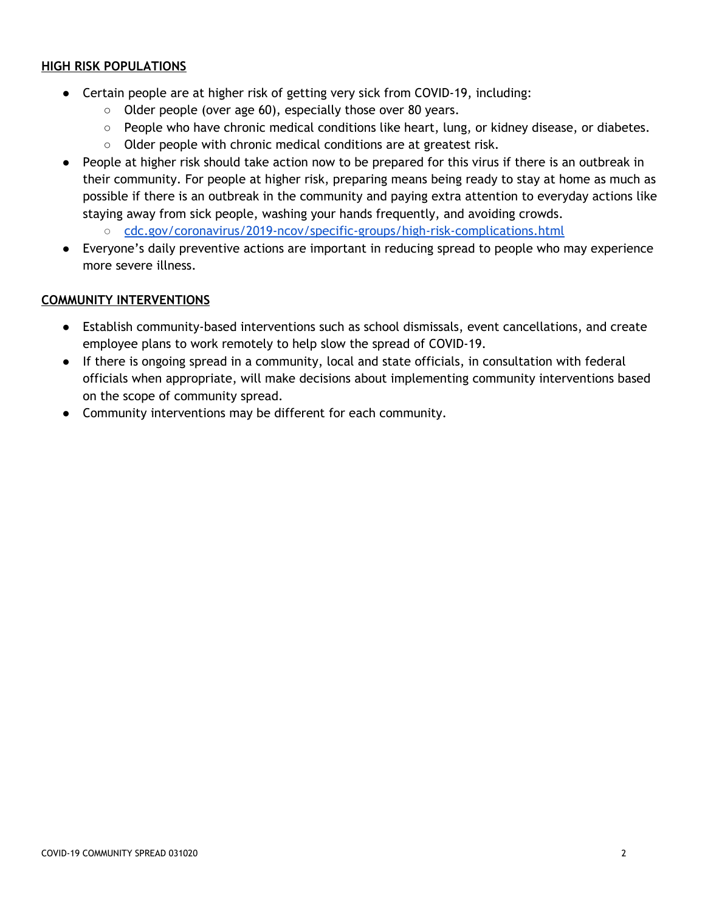## HIGH RISK POPULATIONS

- Certain people are at higher risk of getting very sick from COVID-19, including:
  - Older people (over age 60), especially those over 80 years.
  - People who have chronic medical conditions like heart, lung, or kidney disease, or diabetes.
  - Older people with chronic medical conditions are at greatest risk.
- People at higher risk should take action now to be prepared for this virus if there is an outbreak in their community. For people at higher risk, preparing means being ready to stay at home as much as possible if there is an outbreak in the community and paying extra attention to everyday actions like staying away from sick people, washing your hands frequently, and avoiding crowds.
  - [cdc.gov/coronavirus/2019-ncov/specific-groups/high-risk-complications.html](https://cdc.gov/coronavirus/2019-ncov/specific-groups/high-risk-complications.html)
- Everyone's daily preventive actions are important in reducing spread to people who may experience more severe illness.

## COMMUNITY INTERVENTIONS

- Establish community-based interventions such as school dismissals, event cancellations, and create employee plans to work remotely to help slow the spread of COVID-19.
- If there is ongoing spread in a community, local and state officials, in consultation with federal officials when appropriate, will make decisions about implementing community interventions based on the scope of community spread.
- Community interventions may be different for each community.